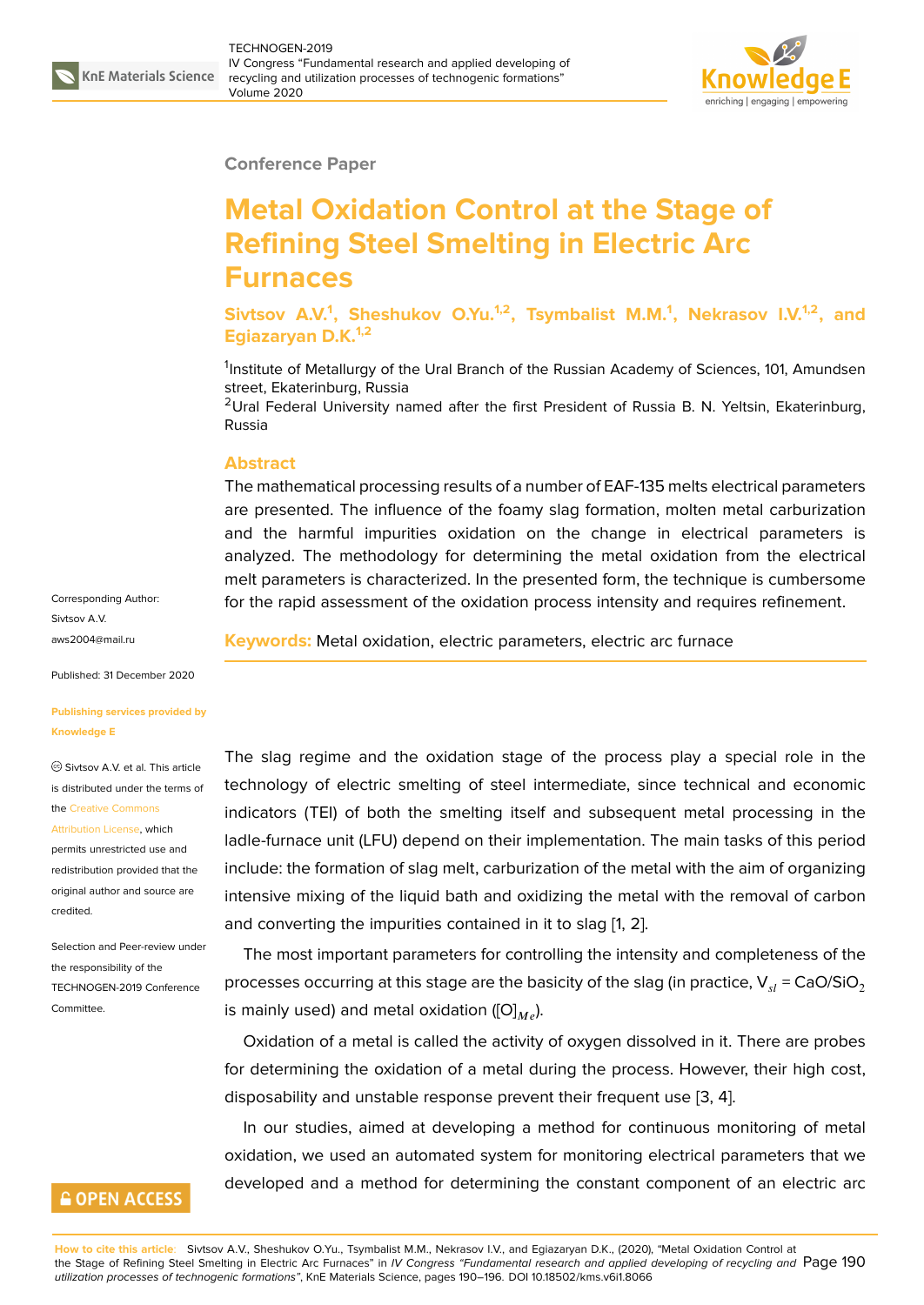Conference Paper

# Metal Oxidation Control at the Stage of Refining Steel Smelting in Electric Arc Furnaces

**Sivtsov A.V.[1], Sheshukov O.Yu.[1,2], Tsymbalist M.M.[1], Nekrasov I.V.[1,2], and Egiazaryan D.K.[1,2]**

[1]Institute of Metallurgy of the Ural Branch of the Russian Academy of Sciences, 101, Amundsen street, Ekaterinburg, Russia

[2]Ural Federal University named after the first President of Russia B. N. Yeltsin, Ekaterinburg, Russia

## Abstract

The mathematical processing results of a number of EAF-135 melts electrical parameters are presented. The influence of the foamy slag formation, molten metal carburization and the harmful impurities oxidation on the change in electrical parameters is analyzed. The methodology for determining the metal oxidation from the electrical melt parameters is characterized. In the presented form, the technique is cumbersome for the rapid assessment of the oxidation process intensity and requires refinement.

**Keywords:** Metal oxidation, electric parameters, electric arc furnace

Corresponding Author:
Sivtsov A.V.
aws2004@mail.ru

Published: 31 December 2020

Publishing services provided by Knowledge E

© Sivtsov A.V. et al. This article is distributed under the terms of the Creative Commons Attribution License, which permits unrestricted use and redistribution provided that the original author and source are credited.

Selection and Peer-review under the responsibility of the TECHNOGEN-2019 Conference Committee.

The slag regime and the oxidation stage of the process play a special role in the technology of electric smelting of steel intermediate, since technical and economic indicators (TEI) of both the smelting itself and subsequent metal processing in the ladle-furnace unit (LFU) depend on their implementation. The main tasks of this period include: the formation of slag melt, carburization of the metal with the aim of organizing intensive mixing of the liquid bath and oxidizing the metal with the removal of carbon and converting the impurities contained in it to slag [1, 2].

The most important parameters for controlling the intensity and completeness of the processes occurring at this stage are the basicity of the slag (in practice, $V_{sl}$ = $CaO/SiO_2$ is mainly used) and metal oxidation ($[O]_{Me}$).

Oxidation of a metal is called the activity of oxygen dissolved in it. There are probes for determining the oxidation of a metal during the process. However, their high cost, disposability and unstable response prevent their frequent use [3, 4].

In our studies, aimed at developing a method for continuous monitoring of metal oxidation, we used an automated system for monitoring electrical parameters that we developed and a method for determining the constant component of an electric arc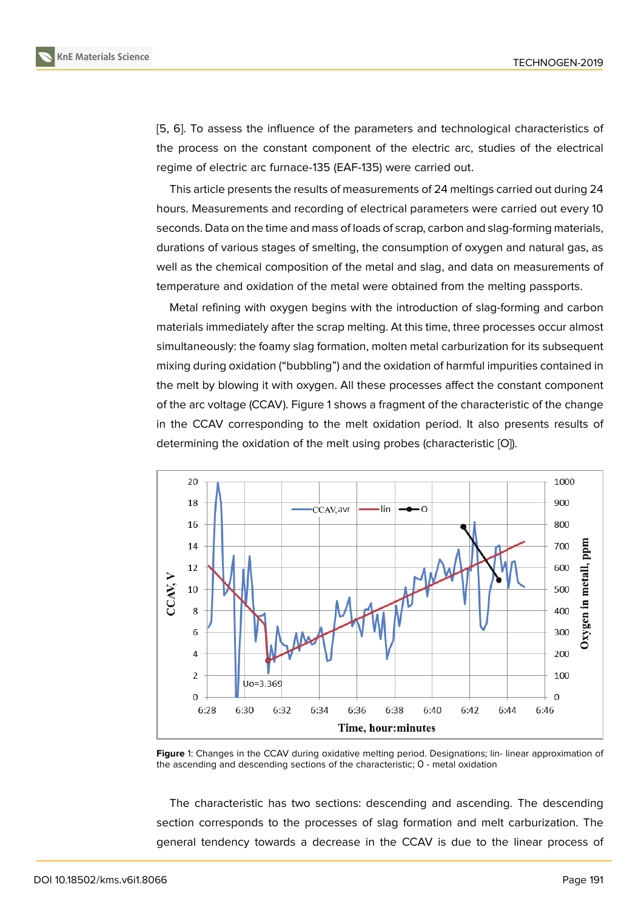[5, 6]. To assess the influence of the parameters and technological characteristics of the process on the constant component of the electric arc, studies of the electrical regime of electric arc furnace-135 (EAF-135) were carried out.

This article presents the results of measurements of 24 meltings carried out during 24 hours. Measurements and recording of electrical parameters were carried out every 10 seconds. Data on the time and mass of loads of scrap, carbon and slag-forming materials, durations of various stages of smelting, the consumption of oxygen and natural gas, as well as the chemical composition of the metal and slag, and data on measurements of temperature and oxidation of the metal were obtained from the melting passports.

Metal refining with oxygen begins with the introduction of slag-forming and carbon materials immediately after the scrap melting. At this time, three processes occur almost simultaneously: the foamy slag formation, molten metal carburization for its subsequent mixing during oxidation ("bubbling") and the oxidation of harmful impurities contained in the melt by blowing it with oxygen. All these processes affect the constant component of the arc voltage (CCAV). Figure 1 shows a fragment of the characteristic of the change in the CCAV corresponding to the melt oxidation period. It also presents results of determining the oxidation of the melt using probes (characteristic [O]).

**Figure** 1: Changes in the CCAV during oxidative melting period. Designations; lin- linear approximation of the ascending and descending sections of the characteristic; O - metal oxidation

The characteristic has two sections: descending and ascending. The descending section corresponds to the processes of slag formation and melt carburization. The general tendency towards a decrease in the CCAV is due to the linear process of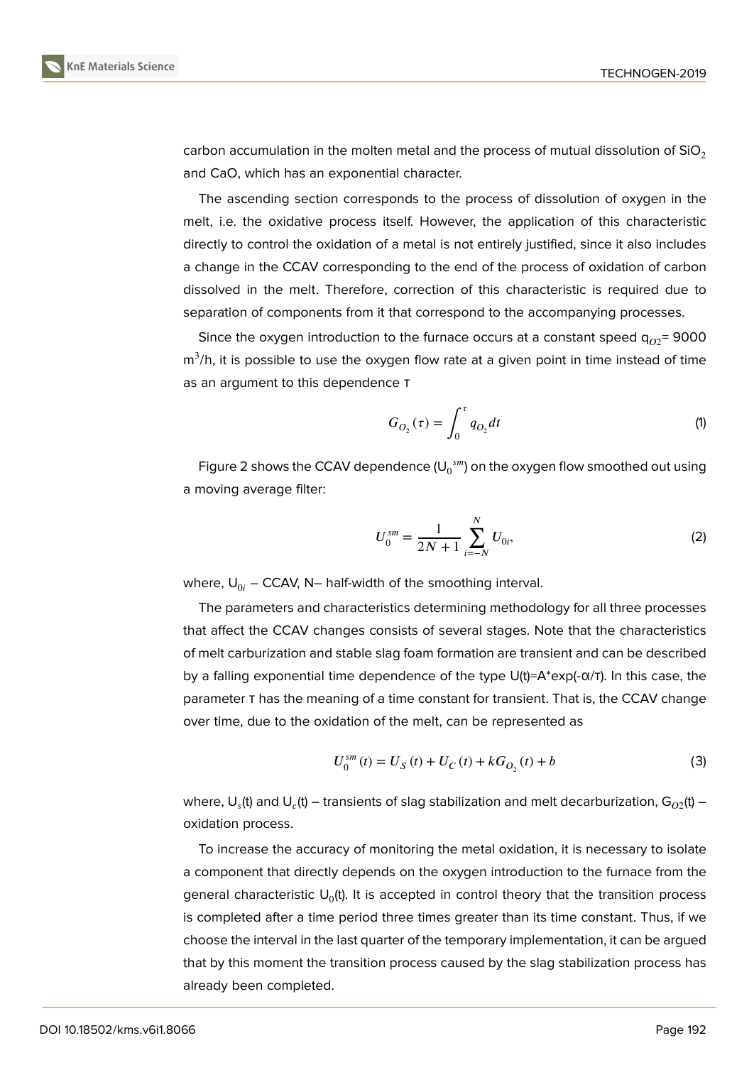carbon accumulation in the molten metal and the process of mutual dissolution of $SiO_2$ and CaO, which has an exponential character.

The ascending section corresponds to the process of dissolution of oxygen in the melt, i.e. the oxidative process itself. However, the application of this characteristic directly to control the oxidation of a metal is not entirely justified, since it also includes a change in the CCAV corresponding to the end of the process of oxidation of carbon dissolved in the melt. Therefore, correction of this characteristic is required due to separation of components from it that correspond to the accompanying processes.

Since the oxygen introduction to the furnace occurs at a constant speed $q_{O2}$= 9000 $m^3/h$, it is possible to use the oxygen flow rate at a given point in time instead of time as an argument to this dependence τ

$$G_{O_2}(\tau) = \int_0^{\tau} q_{O_2} dt \tag{1}$$

Figure 2 shows the CCAV dependence ($U_0^{sm}$) on the oxygen flow smoothed out using a moving average filter:

$$U_0^{sm} = \frac{1}{2N+1} \sum_{i=-N}^{N} U_{0i}, \tag{2}$$

where, $U_{0i}$ – CCAV, N– half-width of the smoothing interval.

The parameters and characteristics determining methodology for all three processes that affect the CCAV changes consists of several stages. Note that the characteristics of melt carburization and stable slag foam formation are transient and can be described by a falling exponential time dependence of the type U(t)=A*exp(-α/τ). In this case, the parameter τ has the meaning of a time constant for transient. That is, the CCAV change over time, due to the oxidation of the melt, can be represented as

$$U_0^{sm}(t) = U_S(t) + U_C(t) + kG_{O_2}(t) + b \tag{3}$$

where, $U_s(t)$ and $U_c(t)$ – transients of slag stabilization and melt decarburization, $G_{O2}(t)$ – oxidation process.

To increase the accuracy of monitoring the metal oxidation, it is necessary to isolate a component that directly depends on the oxygen introduction to the furnace from the general characteristic $U_0(t)$. It is accepted in control theory that the transition process is completed after a time period three times greater than its time constant. Thus, if we choose the interval in the last quarter of the temporary implementation, it can be argued that by this moment the transition process caused by the slag stabilization process has already been completed.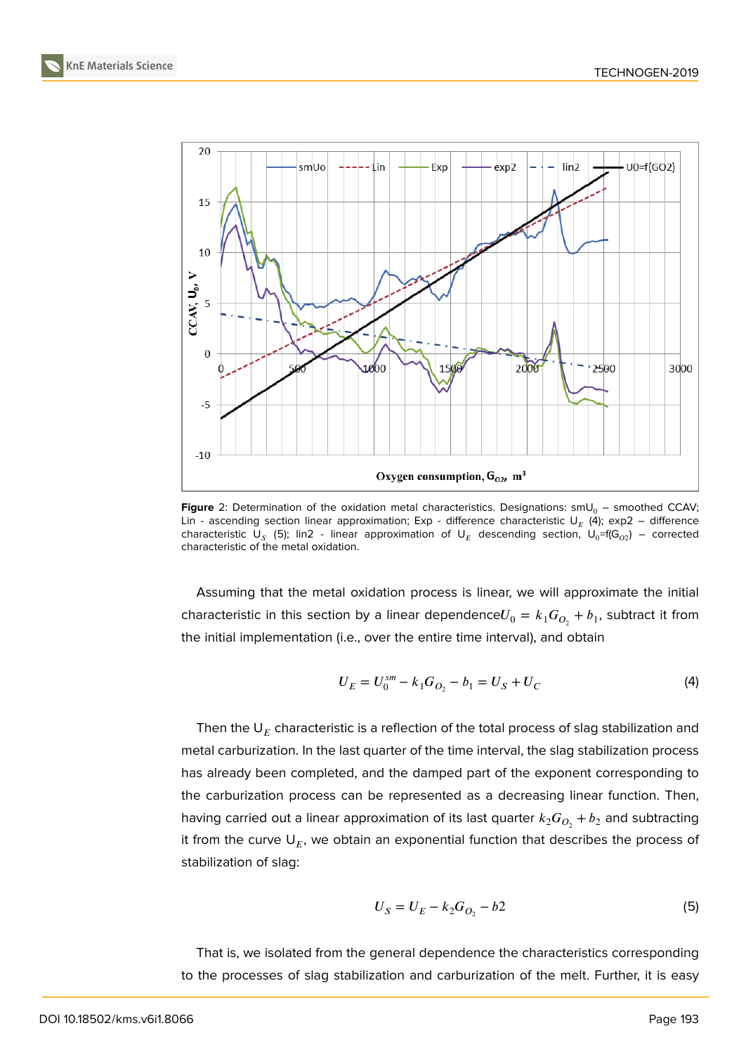**Figure** 2: Determination of the oxidation metal characteristics. Designations: smU$_0$ – smoothed CCAV; Lin - ascending section linear approximation; Exp - difference characteristic U$_E$ (4); exp2 – difference characteristic U$_S$ (5); lin2 - linear approximation of U$_E$ descending section, U$_0$=f(G$_{O2}$) – corrected characteristic of the metal oxidation.

Assuming that the metal oxidation process is linear, we will approximate the initial characteristic in this section by a linear dependence $U_0 = k_1 G_{O_2} + b_1$, subtract it from the initial implementation (i.e., over the entire time interval), and obtain

$$U_E = U_0^{sm} - k_1 G_{O_2} - b_1 = U_S + U_C \tag{4}$$

Then the U$_E$ characteristic is a reflection of the total process of slag stabilization and metal carburization. In the last quarter of the time interval, the slag stabilization process has already been completed, and the damped part of the exponent corresponding to the carburization process can be represented as a decreasing linear function. Then, having carried out a linear approximation of its last quarter $k_2 G_{O_2} + b_2$ and subtracting it from the curve U$_E$, we obtain an exponential function that describes the process of stabilization of slag:

$$U_S = U_E - k_2 G_{O_2} - b2 \tag{5}$$

That is, we isolated from the general dependence the characteristics corresponding to the processes of slag stabilization and carburization of the melt. Further, it is easy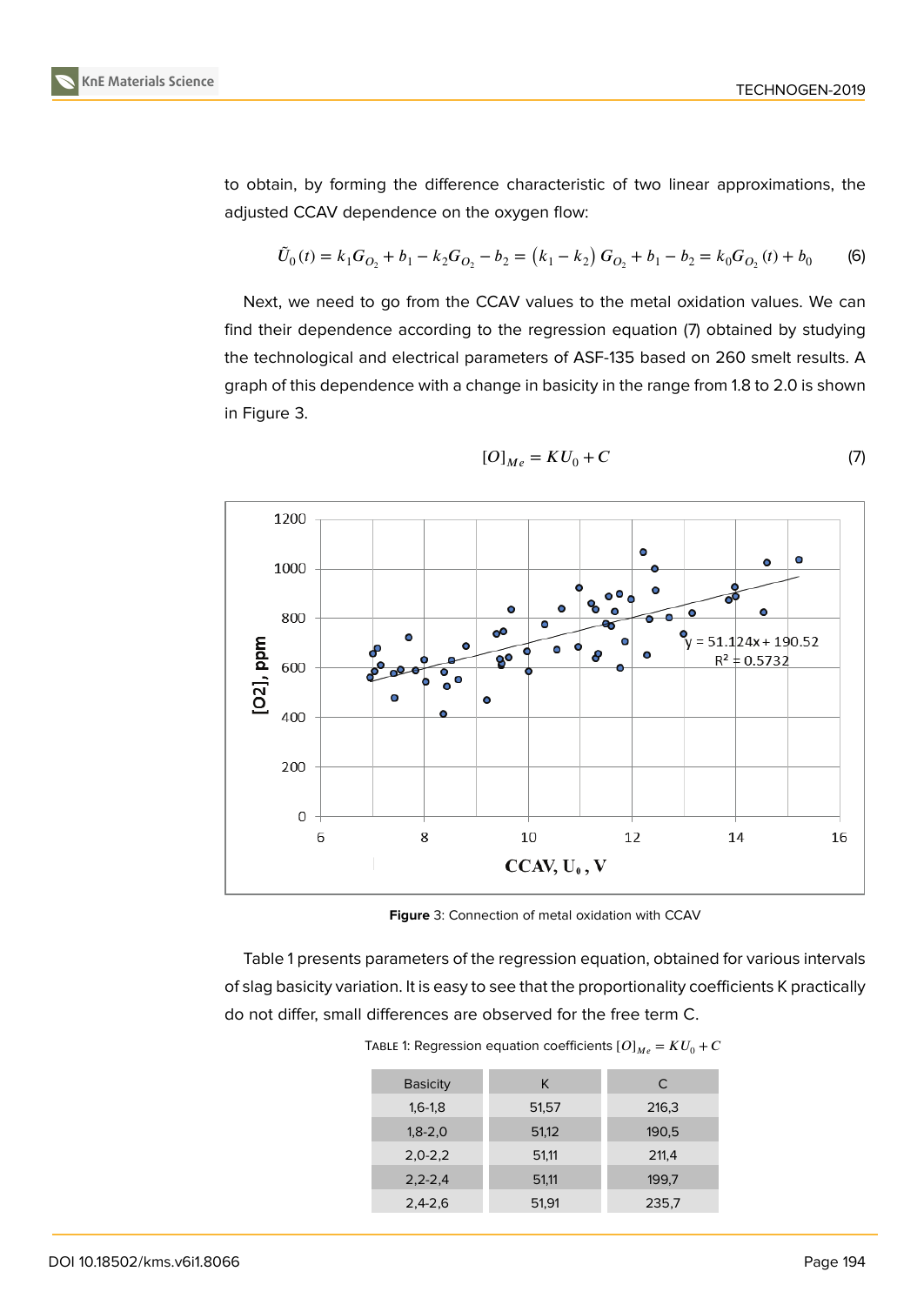to obtain, by forming the difference characteristic of two linear approximations, the adjusted CCAV dependence on the oxygen flow:

$$\tilde{U}_0(t) = k_1 G_{O_2} + b_1 - k_2 G_{O_2} - b_2 = \left(k_1 - k_2\right) G_{O_2} + b_1 - b_2 = k_0 G_{O_2}(t) + b_0 \tag{6}$$

Next, we need to go from the CCAV values to the metal oxidation values. We can find their dependence according to the regression equation (7) obtained by studying the technological and electrical parameters of ASF-135 based on 260 smelt results. A graph of this dependence with a change in basicity in the range from 1.8 to 2.0 is shown in Figure 3.

$$[O]_{Me} = KU_0 + C \tag{7}$$

**Figure** 3: Connection of metal oxidation with CCAV

Table 1 presents parameters of the regression equation, obtained for various intervals of slag basicity variation. It is easy to see that the proportionality coefficients K practically do not differ, small differences are observed for the free term C.

TABLE 1: Regression equation coefficients $[O]_{Me} = KU_0 + C$

| Basicity | K | C |
|---|---|---|
| 1,6-1,8 | 51,57 | 216,3 |
| 1,8-2,0 | 51,12 | 190,5 |
| 2,0-2,2 | 51,11 | 211,4 |
| 2,2-2,4 | 51,11 | 199,7 |
| 2,4-2,6 | 51,91 | 235,7 |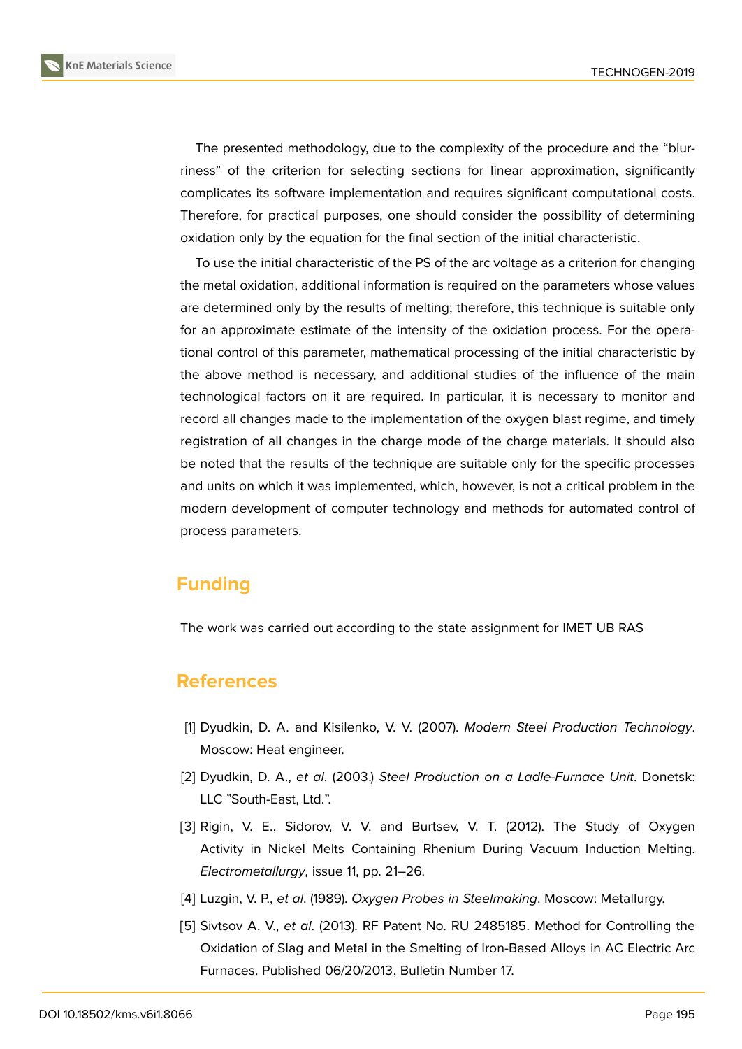The presented methodology, due to the complexity of the procedure and the "blurriness" of the criterion for selecting sections for linear approximation, significantly complicates its software implementation and requires significant computational costs. Therefore, for practical purposes, one should consider the possibility of determining oxidation only by the equation for the final section of the initial characteristic.

To use the initial characteristic of the PS of the arc voltage as a criterion for changing the metal oxidation, additional information is required on the parameters whose values are determined only by the results of melting; therefore, this technique is suitable only for an approximate estimate of the intensity of the oxidation process. For the operational control of this parameter, mathematical processing of the initial characteristic by the above method is necessary, and additional studies of the influence of the main technological factors on it are required. In particular, it is necessary to monitor and record all changes made to the implementation of the oxygen blast regime, and timely registration of all changes in the charge mode of the charge materials. It should also be noted that the results of the technique are suitable only for the specific processes and units on which it was implemented, which, however, is not a critical problem in the modern development of computer technology and methods for automated control of process parameters.

## Funding

The work was carried out according to the state assignment for IMET UB RAS

## References

[1] Dyudkin, D. A. and Kisilenko, V. V. (2007). *Modern Steel Production Technology*. Moscow: Heat engineer.

[2] Dyudkin, D. A., *et al*. (2003.) *Steel Production on a Ladle-Furnace Unit*. Donetsk: LLC "South-East, Ltd.".

[3] Rigin, V. E., Sidorov, V. V. and Burtsev, V. T. (2012). The Study of Oxygen Activity in Nickel Melts Containing Rhenium During Vacuum Induction Melting. *Electrometallurgy*, issue 11, pp. 21–26.

[4] Luzgin, V. P., *et al*. (1989). *Oxygen Probes in Steelmaking*. Moscow: Metallurgy.

[5] Sivtsov A. V., *et al*. (2013). RF Patent No. RU 2485185. Method for Controlling the Oxidation of Slag and Metal in the Smelting of Iron-Based Alloys in AC Electric Arc Furnaces. Published 06/20/2013, Bulletin Number 17.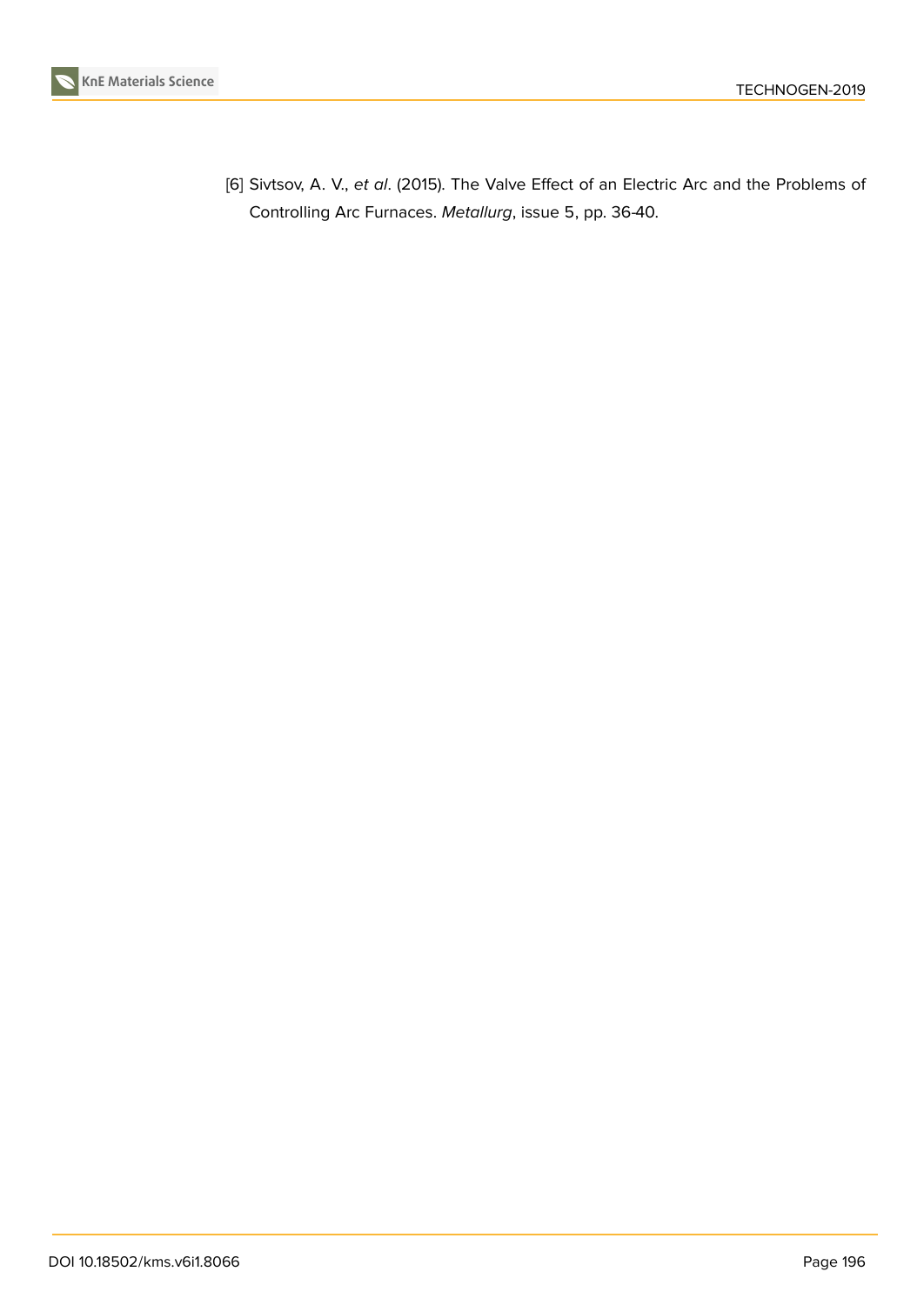[6] Sivtsov, A. V., *et al*. (2015). The Valve Effect of an Electric Arc and the Problems of Controlling Arc Furnaces. *Metallurg*, issue 5, pp. 36-40.